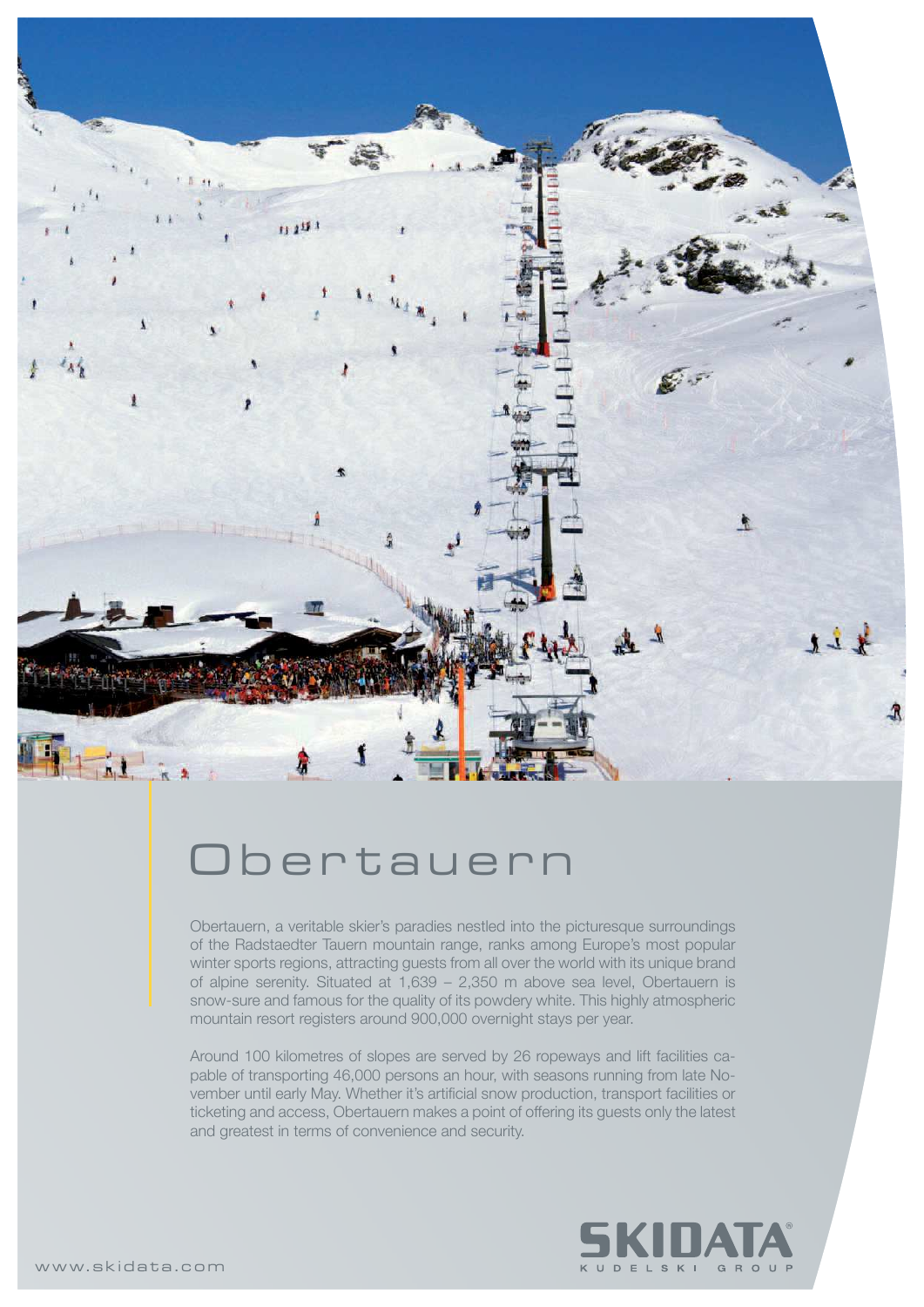# Obertauern

Obertauern, a veritable skier's paradies nestled into the picturesque surroundings of the Radstaedter Tauern mountain range, ranks among Europe's most popular winter sports regions, attracting guests from all over the world with its unique brand of alpine serenity. Situated at 1,639 – 2,350 m above sea level, Obertauern is snow-sure and famous for the quality of its powdery white. This highly atmospheric mountain resort registers around 900,000 overnight stays per year.

Around 100 kilometres of slopes are served by 26 ropeways and lift facilities capable of transporting 46,000 persons an hour, with seasons running from late November until early May. Whether it's artificial snow production, transport facilities or ticketing and access, Obertauern makes a point of offering its guests only the latest and greatest in terms of convenience and security.

SKIDATA® KUDELSKI GROUP

www.skidata.com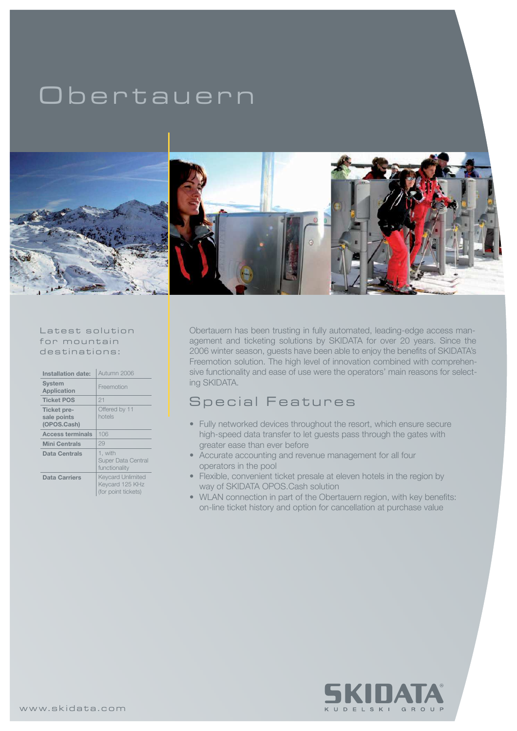# Obertauern

Latest solution for mountain destinations:

| | |
|---|---|
| **Installation date:** | Autumn 2006 |
| **System Application** | Freemotion |
| **Ticket POS** | 21 |
| **Ticket pre-sale points (OPOS.Cash)** | Offered by 11 hotels |
| **Access terminals** | 106 |
| **Mini Centrals** | 29 |
| **Data Centrals** | 1, with Super Data Central functionality |
| **Data Carriers** | Keycard Unlimited Keycard 125 KHz (for point tickets) |

Obertauern has been trusting in fully automated, leading-edge access management and ticketing solutions by SKIDATA for over 20 years. Since the 2006 winter season, guests have been able to enjoy the benefits of SKIDATA's Freemotion solution. The high level of innovation combined with comprehensive functionality and ease of use were the operators' main reasons for selecting SKIDATA.

## Special Features

- Fully networked devices throughout the resort, which ensure secure high-speed data transfer to let guests pass through the gates with greater ease than ever before
- Accurate accounting and revenue management for all four operators in the pool
- Flexible, convenient ticket presale at eleven hotels in the region by way of SKIDATA OPOS.Cash solution
- WLAN connection in part of the Obertauern region, with key benefits: on-line ticket history and option for cancellation at purchase value

www.skidata.com

SKIDATA
KUDELSKI GROUP